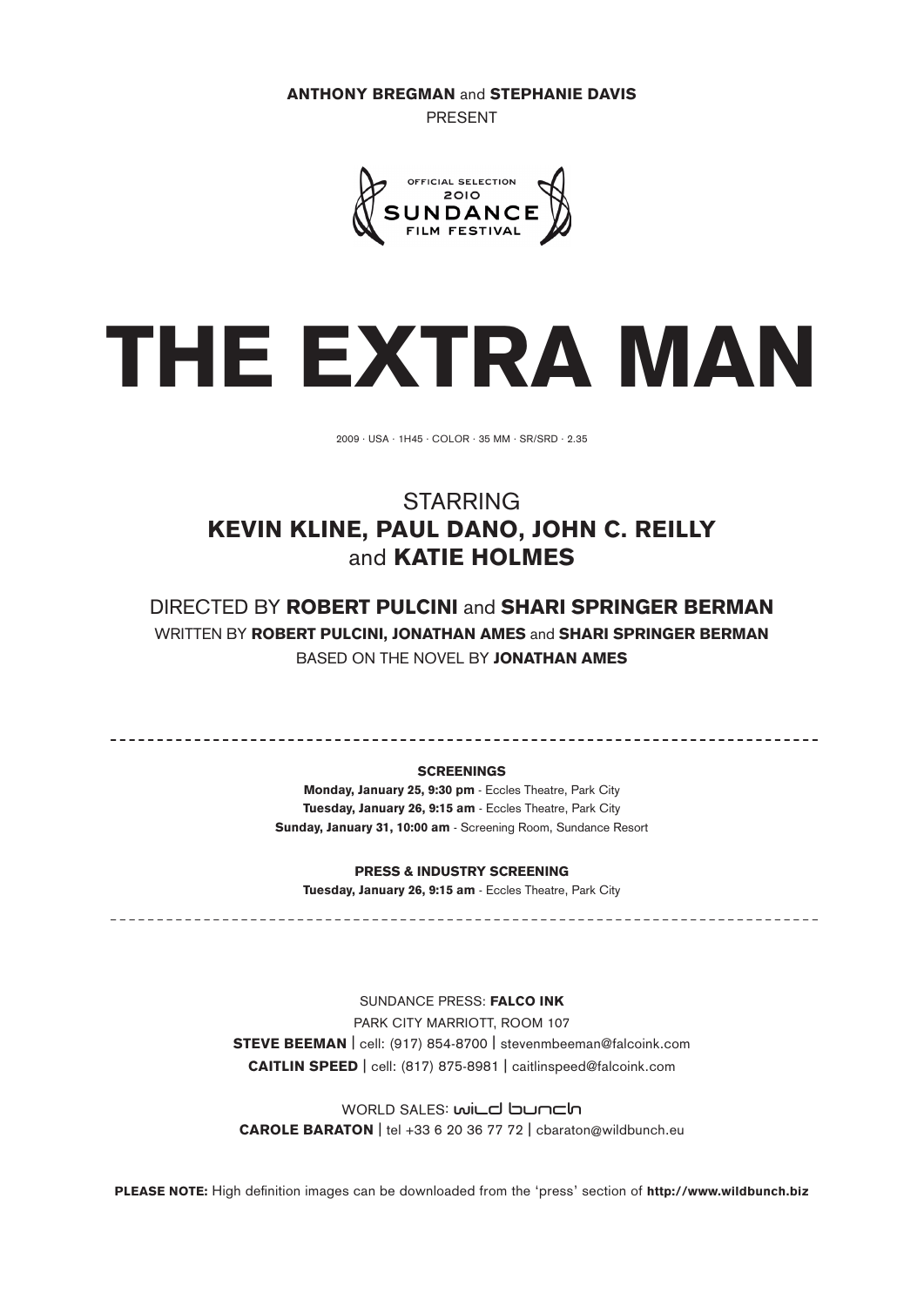**ANTHONY BREGMAN** and **STEPHANIE DAVIS**
PRESENT

OFFICIAL SELECTION
2010
SUNDANCE
FILM FESTIVAL

# THE EXTRA MAN

2009 · USA · 1H45 · COLOR · 35 MM · SR/SRD · 2.35

STARRING
**KEVIN KLINE, PAUL DANO, JOHN C. REILLY**
and **KATIE HOLMES**

DIRECTED BY **ROBERT PULCINI** and **SHARI SPRINGER BERMAN**
WRITTEN BY **ROBERT PULCINI, JONATHAN AMES** and **SHARI SPRINGER BERMAN**
BASED ON THE NOVEL BY **JONATHAN AMES**

---

**SCREENINGS**

**Monday, January 25, 9:30 pm** - Eccles Theatre, Park City
**Tuesday, January 26, 9:15 am** - Eccles Theatre, Park City
**Sunday, January 31, 10:00 am** - Screening Room, Sundance Resort

**PRESS & INDUSTRY SCREENING**

**Tuesday, January 26, 9:15 am** - Eccles Theatre, Park City

---

SUNDANCE PRESS: **FALCO INK**
PARK CITY MARRIOTT, ROOM 107
**STEVE BEEMAN** | cell: (917) 854-8700 | stevenmbeeman@falcoink.com
**CAITLIN SPEED** | cell: (817) 875-8981 | caitlinspeed@falcoink.com

WORLD SALES: wild bunch
**CAROLE BARATON** | tel +33 6 20 36 77 72 | cbaraton@wildbunch.eu

**PLEASE NOTE:** High definition images can be downloaded from the 'press' section of **http://www.wildbunch.biz**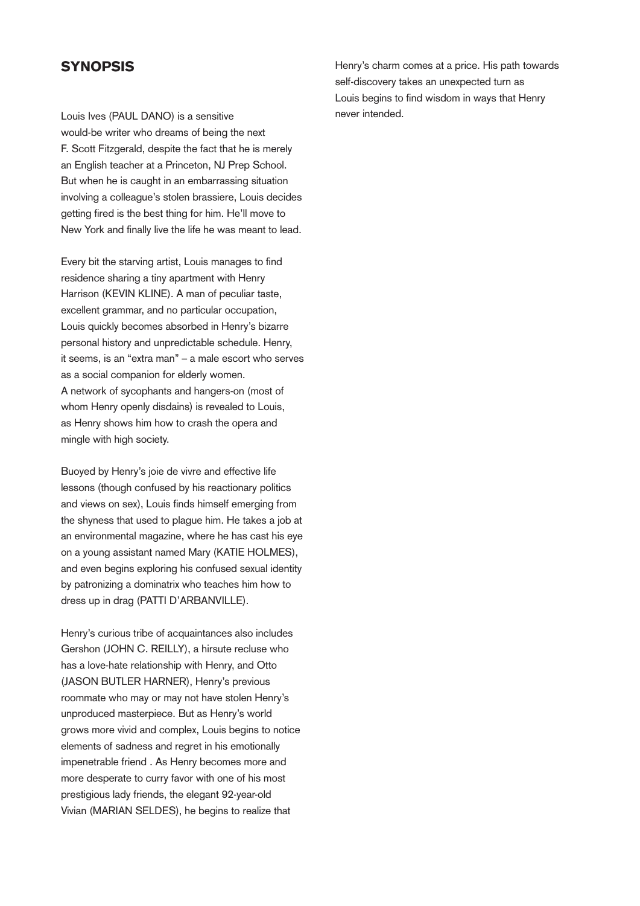## SYNOPSIS

Louis Ives (PAUL DANO) is a sensitive would-be writer who dreams of being the next F. Scott Fitzgerald, despite the fact that he is merely an English teacher at a Princeton, NJ Prep School. But when he is caught in an embarrassing situation involving a colleague's stolen brassiere, Louis decides getting fired is the best thing for him. He'll move to New York and finally live the life he was meant to lead.

Every bit the starving artist, Louis manages to find residence sharing a tiny apartment with Henry Harrison (KEVIN KLINE). A man of peculiar taste, excellent grammar, and no particular occupation, Louis quickly becomes absorbed in Henry's bizarre personal history and unpredictable schedule. Henry, it seems, is an "extra man" – a male escort who serves as a social companion for elderly women. A network of sycophants and hangers-on (most of whom Henry openly disdains) is revealed to Louis, as Henry shows him how to crash the opera and mingle with high society.

Buoyed by Henry's joie de vivre and effective life lessons (though confused by his reactionary politics and views on sex), Louis finds himself emerging from the shyness that used to plague him. He takes a job at an environmental magazine, where he has cast his eye on a young assistant named Mary (KATIE HOLMES), and even begins exploring his confused sexual identity by patronizing a dominatrix who teaches him how to dress up in drag (PATTI D'ARBANVILLE).

Henry's curious tribe of acquaintances also includes Gershon (JOHN C. REILLY), a hirsute recluse who has a love-hate relationship with Henry, and Otto (JASON BUTLER HARNER), Henry's previous roommate who may or may not have stolen Henry's unproduced masterpiece. But as Henry's world grows more vivid and complex, Louis begins to notice elements of sadness and regret in his emotionally impenetrable friend . As Henry becomes more and more desperate to curry favor with one of his most prestigious lady friends, the elegant 92-year-old Vivian (MARIAN SELDES), he begins to realize that Henry's charm comes at a price. His path towards self-discovery takes an unexpected turn as Louis begins to find wisdom in ways that Henry never intended.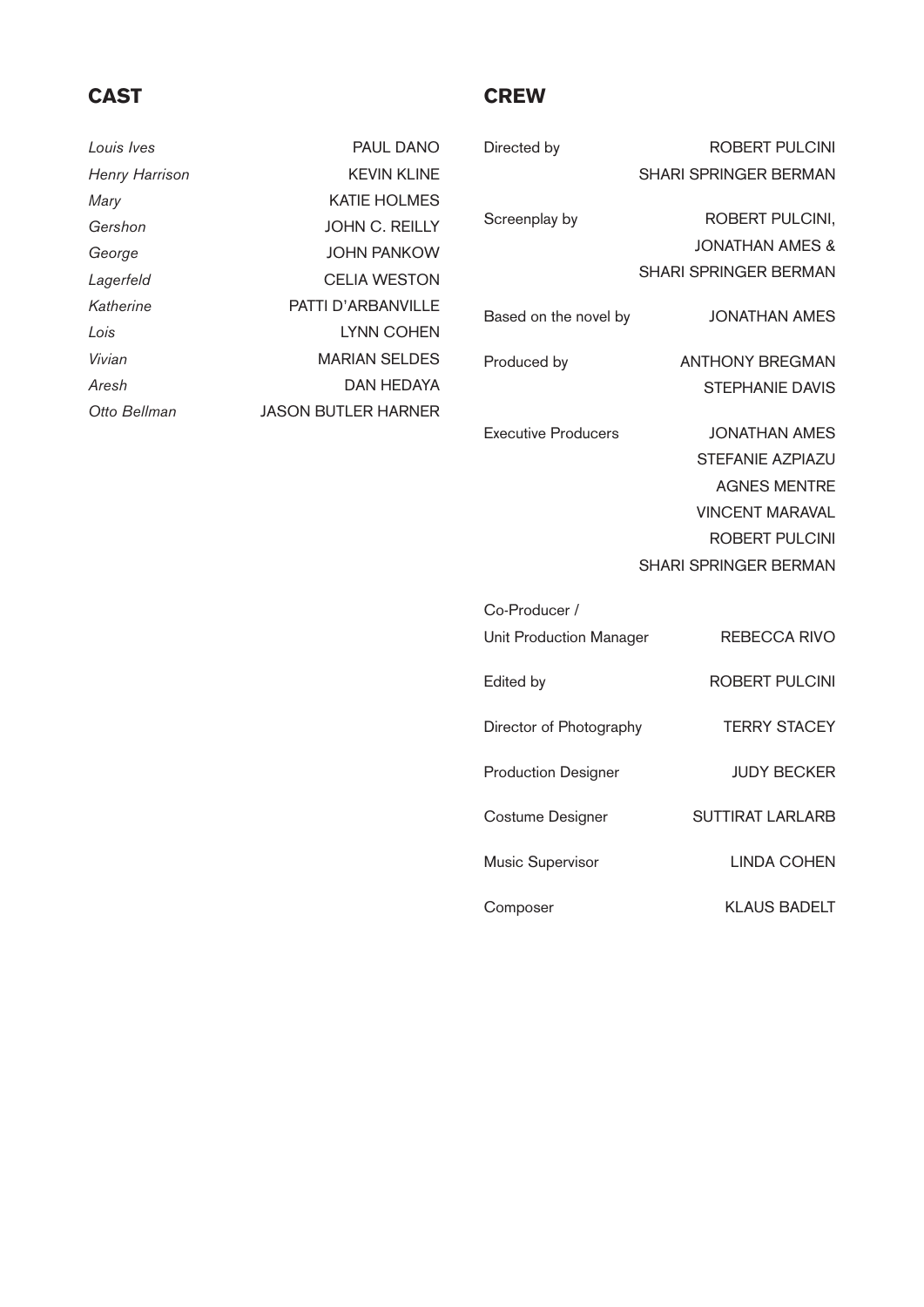## CAST

| | |
|---|---|
| *Louis Ives* | PAUL DANO |
| *Henry Harrison* | KEVIN KLINE |
| *Mary* | KATIE HOLMES |
| *Gershon* | JOHN C. REILLY |
| *George* | JOHN PANKOW |
| *Lagerfeld* | CELIA WESTON |
| *Katherine* | PATTI D'ARBANVILLE |
| *Lois* | LYNN COHEN |
| *Vivian* | MARIAN SELDES |
| *Aresh* | DAN HEDAYA |
| *Otto Bellman* | JASON BUTLER HARNER |

## CREW

| | |
|---|---|
| Directed by | ROBERT PULCINI<br>SHARI SPRINGER BERMAN |
| Screenplay by | ROBERT PULCINI,<br>JONATHAN AMES &<br>SHARI SPRINGER BERMAN |
| Based on the novel by | JONATHAN AMES |
| Produced by | ANTHONY BREGMAN<br>STEPHANIE DAVIS |
| Executive Producers | JONATHAN AMES<br>STEFANIE AZPIAZU<br>AGNES MENTRE<br>VINCENT MARAVAL<br>ROBERT PULCINI<br>SHARI SPRINGER BERMAN |
| Co-Producer /<br>Unit Production Manager | REBECCA RIVO |
| Edited by | ROBERT PULCINI |
| Director of Photography | TERRY STACEY |
| Production Designer | JUDY BECKER |
| Costume Designer | SUTTIRAT LARLARB |
| Music Supervisor | LINDA COHEN |
| Composer | KLAUS BADELT |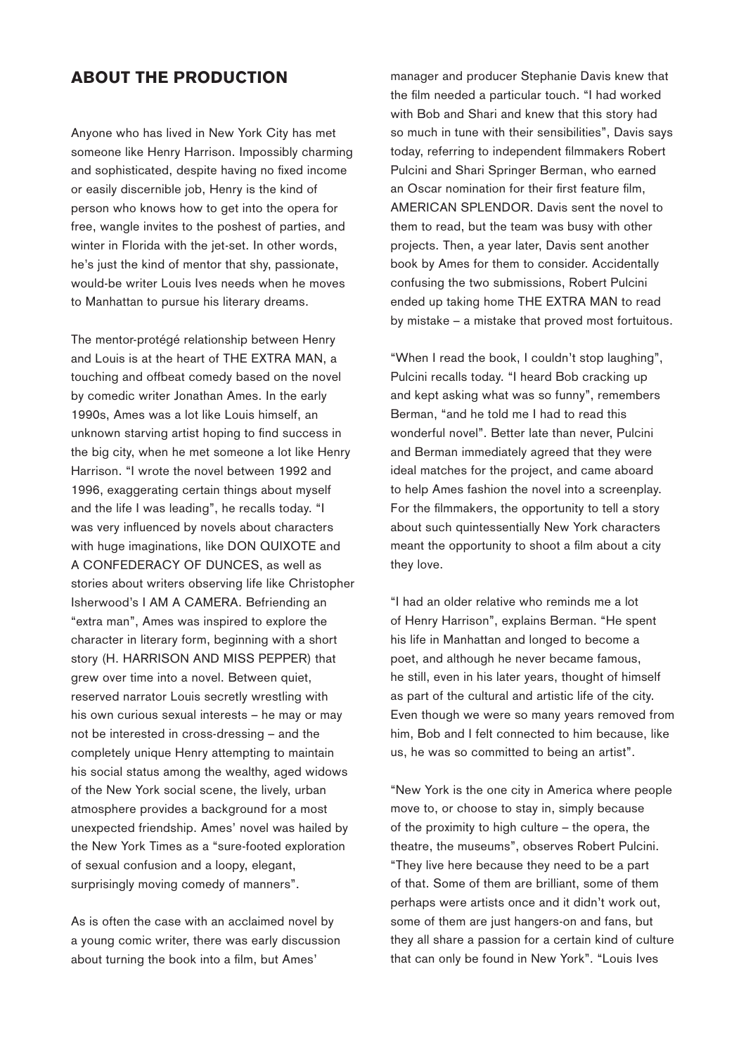## ABOUT THE PRODUCTION

Anyone who has lived in New York City has met someone like Henry Harrison. Impossibly charming and sophisticated, despite having no fixed income or easily discernible job, Henry is the kind of person who knows how to get into the opera for free, wangle invites to the poshest of parties, and winter in Florida with the jet-set. In other words, he's just the kind of mentor that shy, passionate, would-be writer Louis Ives needs when he moves to Manhattan to pursue his literary dreams.

The mentor-protégé relationship between Henry and Louis is at the heart of THE EXTRA MAN, a touching and offbeat comedy based on the novel by comedic writer Jonathan Ames. In the early 1990s, Ames was a lot like Louis himself, an unknown starving artist hoping to find success in the big city, when he met someone a lot like Henry Harrison. "I wrote the novel between 1992 and 1996, exaggerating certain things about myself and the life I was leading", he recalls today. "I was very influenced by novels about characters with huge imaginations, like DON QUIXOTE and A CONFEDERACY OF DUNCES, as well as stories about writers observing life like Christopher Isherwood's I AM A CAMERA. Befriending an "extra man", Ames was inspired to explore the character in literary form, beginning with a short story (H. HARRISON AND MISS PEPPER) that grew over time into a novel. Between quiet, reserved narrator Louis secretly wrestling with his own curious sexual interests – he may or may not be interested in cross-dressing – and the completely unique Henry attempting to maintain his social status among the wealthy, aged widows of the New York social scene, the lively, urban atmosphere provides a background for a most unexpected friendship. Ames' novel was hailed by the New York Times as a "sure-footed exploration of sexual confusion and a loopy, elegant, surprisingly moving comedy of manners".

As is often the case with an acclaimed novel by a young comic writer, there was early discussion about turning the book into a film, but Ames' manager and producer Stephanie Davis knew that the film needed a particular touch. "I had worked with Bob and Shari and knew that this story had so much in tune with their sensibilities", Davis says today, referring to independent filmmakers Robert Pulcini and Shari Springer Berman, who earned an Oscar nomination for their first feature film, AMERICAN SPLENDOR. Davis sent the novel to them to read, but the team was busy with other projects. Then, a year later, Davis sent another book by Ames for them to consider. Accidentally confusing the two submissions, Robert Pulcini ended up taking home THE EXTRA MAN to read by mistake – a mistake that proved most fortuitous.

"When I read the book, I couldn't stop laughing", Pulcini recalls today. "I heard Bob cracking up and kept asking what was so funny", remembers Berman, "and he told me I had to read this wonderful novel". Better late than never, Pulcini and Berman immediately agreed that they were ideal matches for the project, and came aboard to help Ames fashion the novel into a screenplay. For the filmmakers, the opportunity to tell a story about such quintessentially New York characters meant the opportunity to shoot a film about a city they love.

"I had an older relative who reminds me a lot of Henry Harrison", explains Berman. "He spent his life in Manhattan and longed to become a poet, and although he never became famous, he still, even in his later years, thought of himself as part of the cultural and artistic life of the city. Even though we were so many years removed from him, Bob and I felt connected to him because, like us, he was so committed to being an artist".

"New York is the one city in America where people move to, or choose to stay in, simply because of the proximity to high culture – the opera, the theatre, the museums", observes Robert Pulcini. "They live here because they need to be a part of that. Some of them are brilliant, some of them perhaps were artists once and it didn't work out, some of them are just hangers-on and fans, but they all share a passion for a certain kind of culture that can only be found in New York". "Louis Ives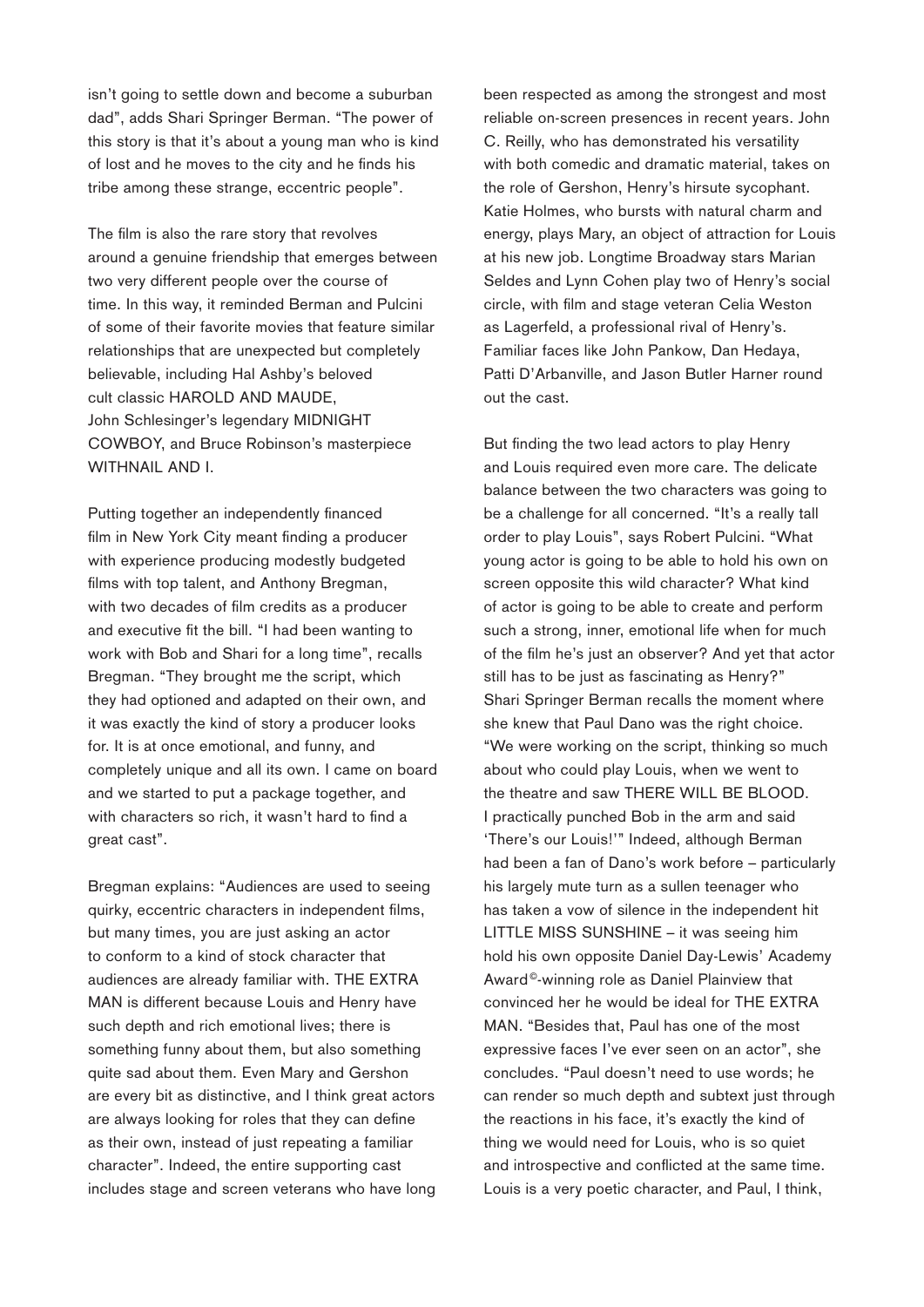isn't going to settle down and become a suburban dad", adds Shari Springer Berman. "The power of this story is that it's about a young man who is kind of lost and he moves to the city and he finds his tribe among these strange, eccentric people".

The film is also the rare story that revolves around a genuine friendship that emerges between two very different people over the course of time. In this way, it reminded Berman and Pulcini of some of their favorite movies that feature similar relationships that are unexpected but completely believable, including Hal Ashby's beloved cult classic HAROLD AND MAUDE, John Schlesinger's legendary MIDNIGHT COWBOY, and Bruce Robinson's masterpiece WITHNAIL AND I.

Putting together an independently financed film in New York City meant finding a producer with experience producing modestly budgeted films with top talent, and Anthony Bregman, with two decades of film credits as a producer and executive fit the bill. "I had been wanting to work with Bob and Shari for a long time", recalls Bregman. "They brought me the script, which they had optioned and adapted on their own, and it was exactly the kind of story a producer looks for. It is at once emotional, and funny, and completely unique and all its own. I came on board and we started to put a package together, and with characters so rich, it wasn't hard to find a great cast".

Bregman explains: "Audiences are used to seeing quirky, eccentric characters in independent films, but many times, you are just asking an actor to conform to a kind of stock character that audiences are already familiar with. THE EXTRA MAN is different because Louis and Henry have such depth and rich emotional lives; there is something funny about them, but also something quite sad about them. Even Mary and Gershon are every bit as distinctive, and I think great actors are always looking for roles that they can define as their own, instead of just repeating a familiar character". Indeed, the entire supporting cast includes stage and screen veterans who have long been respected as among the strongest and most reliable on-screen presences in recent years. John C. Reilly, who has demonstrated his versatility with both comedic and dramatic material, takes on the role of Gershon, Henry's hirsute sycophant. Katie Holmes, who bursts with natural charm and energy, plays Mary, an object of attraction for Louis at his new job. Longtime Broadway stars Marian Seldes and Lynn Cohen play two of Henry's social circle, with film and stage veteran Celia Weston as Lagerfeld, a professional rival of Henry's. Familiar faces like John Pankow, Dan Hedaya, Patti D'Arbanville, and Jason Butler Harner round out the cast.

But finding the two lead actors to play Henry and Louis required even more care. The delicate balance between the two characters was going to be a challenge for all concerned. "It's a really tall order to play Louis", says Robert Pulcini. "What young actor is going to be able to hold his own on screen opposite this wild character? What kind of actor is going to be able to create and perform such a strong, inner, emotional life when for much of the film he's just an observer? And yet that actor still has to be just as fascinating as Henry?" Shari Springer Berman recalls the moment where she knew that Paul Dano was the right choice. "We were working on the script, thinking so much about who could play Louis, when we went to the theatre and saw THERE WILL BE BLOOD. I practically punched Bob in the arm and said 'There's our Louis!'" Indeed, although Berman had been a fan of Dano's work before – particularly his largely mute turn as a sullen teenager who has taken a vow of silence in the independent hit LITTLE MISS SUNSHINE – it was seeing him hold his own opposite Daniel Day-Lewis' Academy Award©-winning role as Daniel Plainview that convinced her he would be ideal for THE EXTRA MAN. "Besides that, Paul has one of the most expressive faces I've ever seen on an actor", she concludes. "Paul doesn't need to use words; he can render so much depth and subtext just through the reactions in his face, it's exactly the kind of thing we would need for Louis, who is so quiet and introspective and conflicted at the same time. Louis is a very poetic character, and Paul, I think,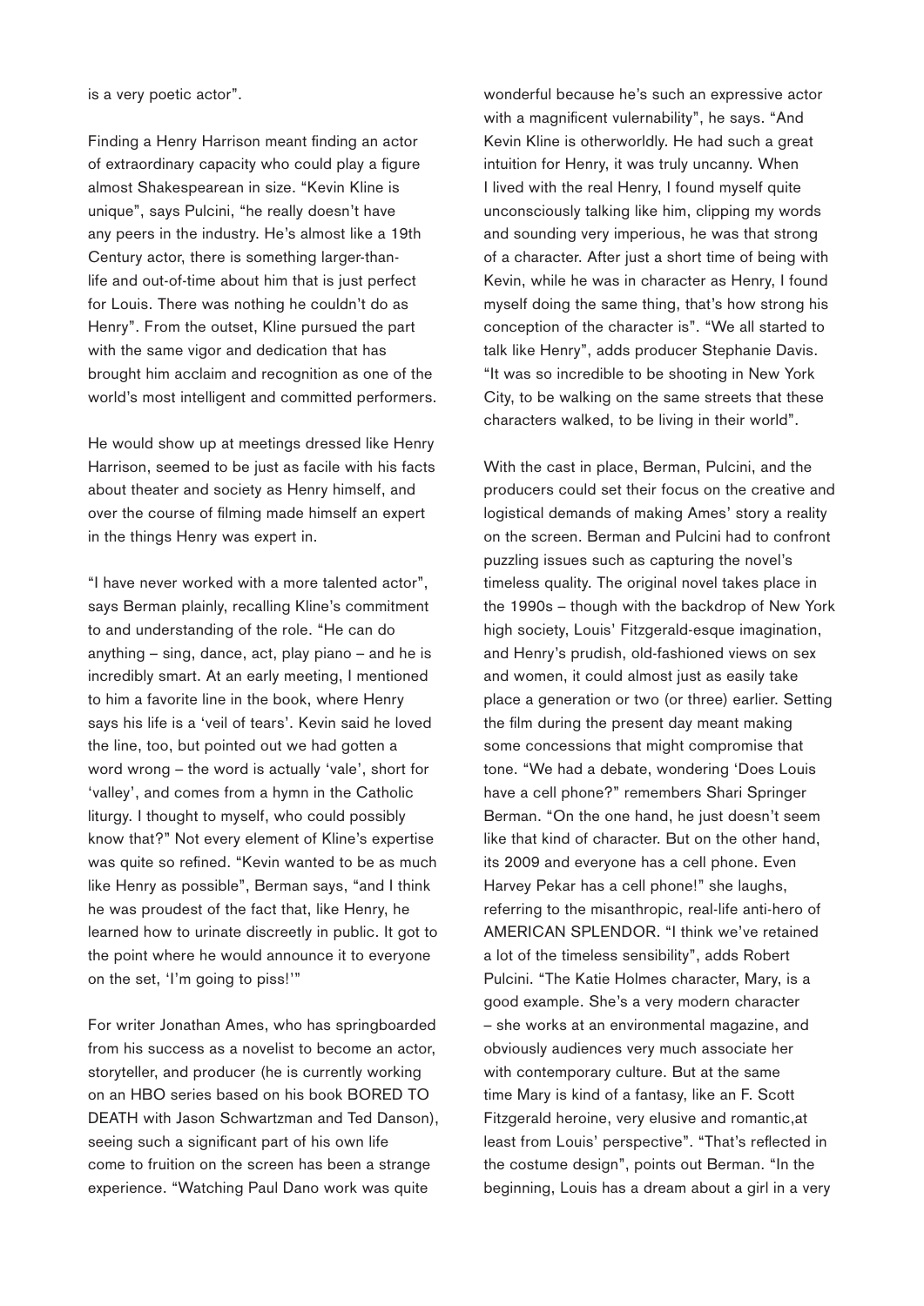is a very poetic actor".

Finding a Henry Harrison meant finding an actor of extraordinary capacity who could play a figure almost Shakespearean in size. "Kevin Kline is unique", says Pulcini, "he really doesn't have any peers in the industry. He's almost like a 19th Century actor, there is something larger-than-life and out-of-time about him that is just perfect for Louis. There was nothing he couldn't do as Henry". From the outset, Kline pursued the part with the same vigor and dedication that has brought him acclaim and recognition as one of the world's most intelligent and committed performers.

He would show up at meetings dressed like Henry Harrison, seemed to be just as facile with his facts about theater and society as Henry himself, and over the course of filming made himself an expert in the things Henry was expert in.

"I have never worked with a more talented actor", says Berman plainly, recalling Kline's commitment to and understanding of the role. "He can do anything – sing, dance, act, play piano – and he is incredibly smart. At an early meeting, I mentioned to him a favorite line in the book, where Henry says his life is a 'veil of tears'. Kevin said he loved the line, too, but pointed out we had gotten a word wrong – the word is actually 'vale', short for 'valley', and comes from a hymn in the Catholic liturgy. I thought to myself, who could possibly know that?" Not every element of Kline's expertise was quite so refined. "Kevin wanted to be as much like Henry as possible", Berman says, "and I think he was proudest of the fact that, like Henry, he learned how to urinate discreetly in public. It got to the point where he would announce it to everyone on the set, 'I'm going to piss!'"

For writer Jonathan Ames, who has springboarded from his success as a novelist to become an actor, storyteller, and producer (he is currently working on an HBO series based on his book BORED TO DEATH with Jason Schwartzman and Ted Danson), seeing such a significant part of his own life come to fruition on the screen has been a strange experience. "Watching Paul Dano work was quite wonderful because he's such an expressive actor with a magnificent vulnerability", he says. "And Kevin Kline is otherworldly. He had such a great intuition for Henry, it was truly uncanny. When I lived with the real Henry, I found myself quite unconsciously talking like him, clipping my words and sounding very imperious, he was that strong of a character. After just a short time of being with Kevin, while he was in character as Henry, I found myself doing the same thing, that's how strong his conception of the character is". "We all started to talk like Henry", adds producer Stephanie Davis. "It was so incredible to be shooting in New York City, to be walking on the same streets that these characters walked, to be living in their world".

With the cast in place, Berman, Pulcini, and the producers could set their focus on the creative and logistical demands of making Ames' story a reality on the screen. Berman and Pulcini had to confront puzzling issues such as capturing the novel's timeless quality. The original novel takes place in the 1990s – though with the backdrop of New York high society, Louis' Fitzgerald-esque imagination, and Henry's prudish, old-fashioned views on sex and women, it could almost just as easily take place a generation or two (or three) earlier. Setting the film during the present day meant making some concessions that might compromise that tone. "We had a debate, wondering 'Does Louis have a cell phone?" remembers Shari Springer Berman. "On the one hand, he just doesn't seem like that kind of character. But on the other hand, its 2009 and everyone has a cell phone. Even Harvey Pekar has a cell phone!" she laughs, referring to the misanthropic, real-life anti-hero of AMERICAN SPLENDOR. "I think we've retained a lot of the timeless sensibility", adds Robert Pulcini. "The Katie Holmes character, Mary, is a good example. She's a very modern character – she works at an environmental magazine, and obviously audiences very much associate her with contemporary culture. But at the same time Mary is kind of a fantasy, like an F. Scott Fitzgerald heroine, very elusive and romantic,at least from Louis' perspective". "That's reflected in the costume design", points out Berman. "In the beginning, Louis has a dream about a girl in a very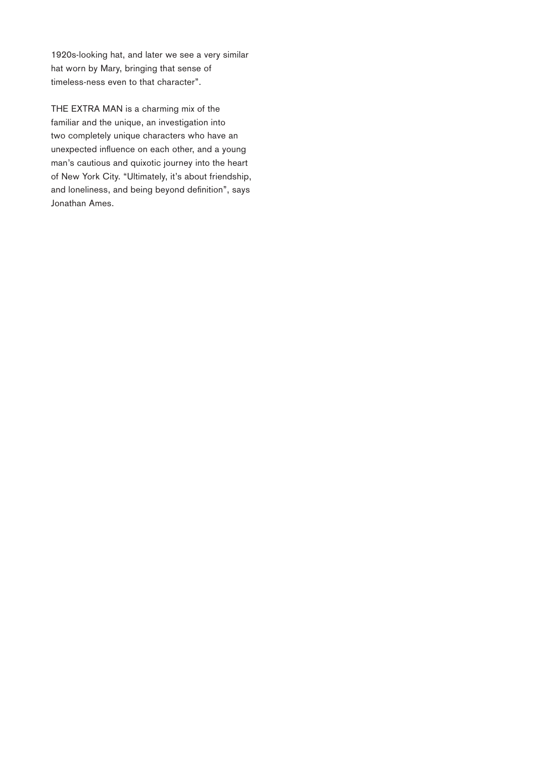1920s-looking hat, and later we see a very similar hat worn by Mary, bringing that sense of timeless-ness even to that character".

THE EXTRA MAN is a charming mix of the familiar and the unique, an investigation into two completely unique characters who have an unexpected influence on each other, and a young man's cautious and quixotic journey into the heart of New York City. "Ultimately, it's about friendship, and loneliness, and being beyond definition", says Jonathan Ames.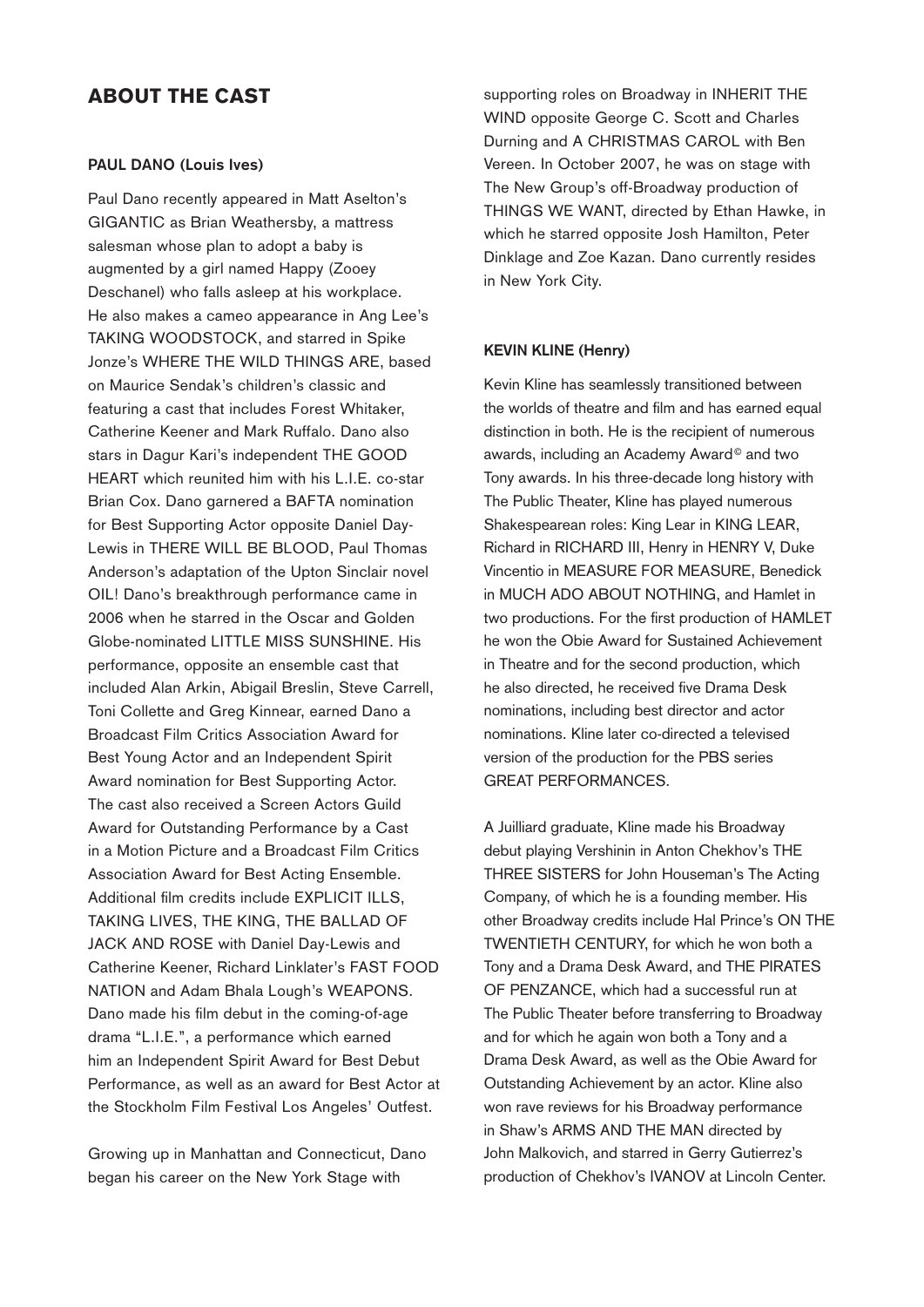## ABOUT THE CAST

### PAUL DANO (Louis Ives)

Paul Dano recently appeared in Matt Aselton's GIGANTIC as Brian Weathersby, a mattress salesman whose plan to adopt a baby is augmented by a girl named Happy (Zooey Deschanel) who falls asleep at his workplace. He also makes a cameo appearance in Ang Lee's TAKING WOODSTOCK, and starred in Spike Jonze's WHERE THE WILD THINGS ARE, based on Maurice Sendak's children's classic and featuring a cast that includes Forest Whitaker, Catherine Keener and Mark Ruffalo. Dano also stars in Dagur Kari's independent THE GOOD HEART which reunited him with his L.I.E. co-star Brian Cox. Dano garnered a BAFTA nomination for Best Supporting Actor opposite Daniel Day-Lewis in THERE WILL BE BLOOD, Paul Thomas Anderson's adaptation of the Upton Sinclair novel OIL! Dano's breakthrough performance came in 2006 when he starred in the Oscar and Golden Globe-nominated LITTLE MISS SUNSHINE. His performance, opposite an ensemble cast that included Alan Arkin, Abigail Breslin, Steve Carrell, Toni Collette and Greg Kinnear, earned Dano a Broadcast Film Critics Association Award for Best Young Actor and an Independent Spirit Award nomination for Best Supporting Actor. The cast also received a Screen Actors Guild Award for Outstanding Performance by a Cast in a Motion Picture and a Broadcast Film Critics Association Award for Best Acting Ensemble. Additional film credits include EXPLICIT ILLS, TAKING LIVES, THE KING, THE BALLAD OF JACK AND ROSE with Daniel Day-Lewis and Catherine Keener, Richard Linklater's FAST FOOD NATION and Adam Bhala Lough's WEAPONS. Dano made his film debut in the coming-of-age drama "L.I.E.", a performance which earned him an Independent Spirit Award for Best Debut Performance, as well as an award for Best Actor at the Stockholm Film Festival Los Angeles' Outfest.

Growing up in Manhattan and Connecticut, Dano began his career on the New York Stage with supporting roles on Broadway in INHERIT THE WIND opposite George C. Scott and Charles Durning and A CHRISTMAS CAROL with Ben Vereen. In October 2007, he was on stage with The New Group's off-Broadway production of THINGS WE WANT, directed by Ethan Hawke, in which he starred opposite Josh Hamilton, Peter Dinklage and Zoe Kazan. Dano currently resides in New York City.

### KEVIN KLINE (Henry)

Kevin Kline has seamlessly transitioned between the worlds of theatre and film and has earned equal distinction in both. He is the recipient of numerous awards, including an Academy Award© and two Tony awards. In his three-decade long history with The Public Theater, Kline has played numerous Shakespearean roles: King Lear in KING LEAR, Richard in RICHARD III, Henry in HENRY V, Duke Vincentio in MEASURE FOR MEASURE, Benedick in MUCH ADO ABOUT NOTHING, and Hamlet in two productions. For the first production of HAMLET he won the Obie Award for Sustained Achievement in Theatre and for the second production, which he also directed, he received five Drama Desk nominations, including best director and actor nominations. Kline later co-directed a televised version of the production for the PBS series GREAT PERFORMANCES.

A Juilliard graduate, Kline made his Broadway debut playing Vershinin in Anton Chekhov's THE THREE SISTERS for John Houseman's The Acting Company, of which he is a founding member. His other Broadway credits include Hal Prince's ON THE TWENTIETH CENTURY, for which he won both a Tony and a Drama Desk Award, and THE PIRATES OF PENZANCE, which had a successful run at The Public Theater before transferring to Broadway and for which he again won both a Tony and a Drama Desk Award, as well as the Obie Award for Outstanding Achievement by an actor. Kline also won rave reviews for his Broadway performance in Shaw's ARMS AND THE MAN directed by John Malkovich, and starred in Gerry Gutierrez's production of Chekhov's IVANOV at Lincoln Center.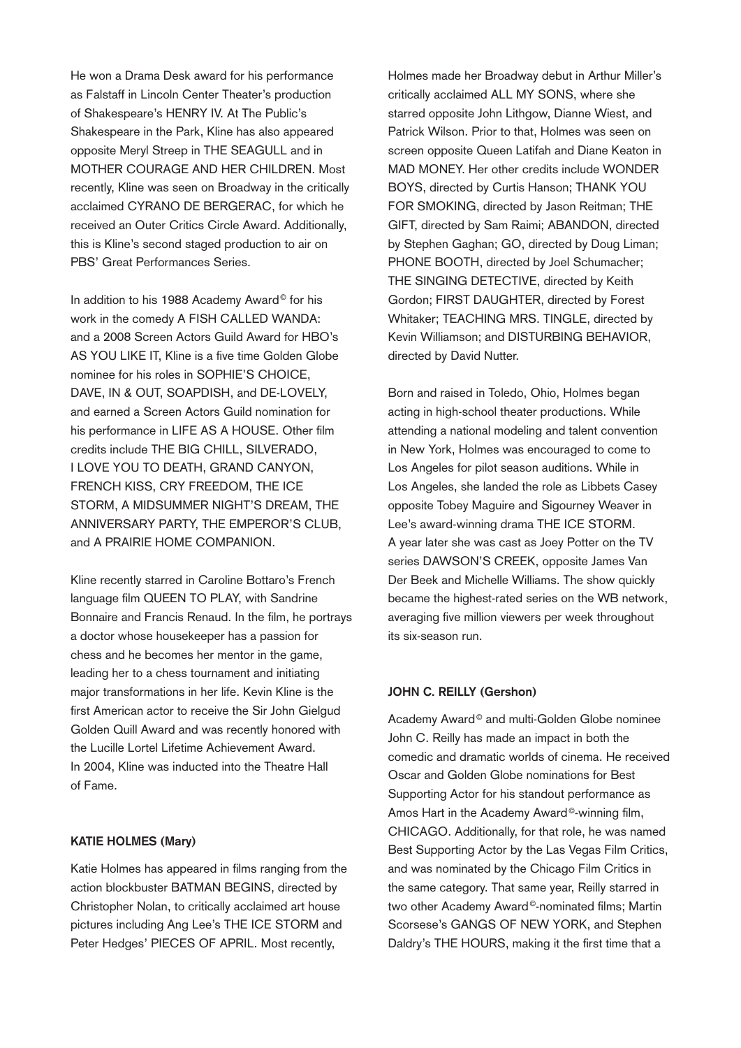He won a Drama Desk award for his performance as Falstaff in Lincoln Center Theater's production of Shakespeare's HENRY IV. At The Public's Shakespeare in the Park, Kline has also appeared opposite Meryl Streep in THE SEAGULL and in MOTHER COURAGE AND HER CHILDREN. Most recently, Kline was seen on Broadway in the critically acclaimed CYRANO DE BERGERAC, for which he received an Outer Critics Circle Award. Additionally, this is Kline's second staged production to air on PBS' Great Performances Series.

In addition to his 1988 Academy Award© for his work in the comedy A FISH CALLED WANDA: and a 2008 Screen Actors Guild Award for HBO's AS YOU LIKE IT, Kline is a five time Golden Globe nominee for his roles in SOPHIE'S CHOICE, DAVE, IN & OUT, SOAPDISH, and DE-LOVELY, and earned a Screen Actors Guild nomination for his performance in LIFE AS A HOUSE. Other film credits include THE BIG CHILL, SILVERADO, I LOVE YOU TO DEATH, GRAND CANYON, FRENCH KISS, CRY FREEDOM, THE ICE STORM, A MIDSUMMER NIGHT'S DREAM, THE ANNIVERSARY PARTY, THE EMPEROR'S CLUB, and A PRAIRIE HOME COMPANION.

Kline recently starred in Caroline Bottaro's French language film QUEEN TO PLAY, with Sandrine Bonnaire and Francis Renaud. In the film, he portrays a doctor whose housekeeper has a passion for chess and he becomes her mentor in the game, leading her to a chess tournament and initiating major transformations in her life. Kevin Kline is the first American actor to receive the Sir John Gielgud Golden Quill Award and was recently honored with the Lucille Lortel Lifetime Achievement Award. In 2004, Kline was inducted into the Theatre Hall of Fame.

**KATIE HOLMES (Mary)**

Katie Holmes has appeared in films ranging from the action blockbuster BATMAN BEGINS, directed by Christopher Nolan, to critically acclaimed art house pictures including Ang Lee's THE ICE STORM and Peter Hedges' PIECES OF APRIL. Most recently, Holmes made her Broadway debut in Arthur Miller's critically acclaimed ALL MY SONS, where she starred opposite John Lithgow, Dianne Wiest, and Patrick Wilson. Prior to that, Holmes was seen on screen opposite Queen Latifah and Diane Keaton in MAD MONEY. Her other credits include WONDER BOYS, directed by Curtis Hanson; THANK YOU FOR SMOKING, directed by Jason Reitman; THE GIFT, directed by Sam Raimi; ABANDON, directed by Stephen Gaghan; GO, directed by Doug Liman; PHONE BOOTH, directed by Joel Schumacher; THE SINGING DETECTIVE, directed by Keith Gordon; FIRST DAUGHTER, directed by Forest Whitaker; TEACHING MRS. TINGLE, directed by Kevin Williamson; and DISTURBING BEHAVIOR, directed by David Nutter.

Born and raised in Toledo, Ohio, Holmes began acting in high-school theater productions. While attending a national modeling and talent convention in New York, Holmes was encouraged to come to Los Angeles for pilot season auditions. While in Los Angeles, she landed the role as Libbets Casey opposite Tobey Maguire and Sigourney Weaver in Lee's award-winning drama THE ICE STORM. A year later she was cast as Joey Potter on the TV series DAWSON'S CREEK, opposite James Van Der Beek and Michelle Williams. The show quickly became the highest-rated series on the WB network, averaging five million viewers per week throughout its six-season run.

**JOHN C. REILLY (Gershon)**

Academy Award© and multi-Golden Globe nominee John C. Reilly has made an impact in both the comedic and dramatic worlds of cinema. He received Oscar and Golden Globe nominations for Best Supporting Actor for his standout performance as Amos Hart in the Academy Award©-winning film, CHICAGO. Additionally, for that role, he was named Best Supporting Actor by the Las Vegas Film Critics, and was nominated by the Chicago Film Critics in the same category. That same year, Reilly starred in two other Academy Award©-nominated films; Martin Scorsese's GANGS OF NEW YORK, and Stephen Daldry's THE HOURS, making it the first time that a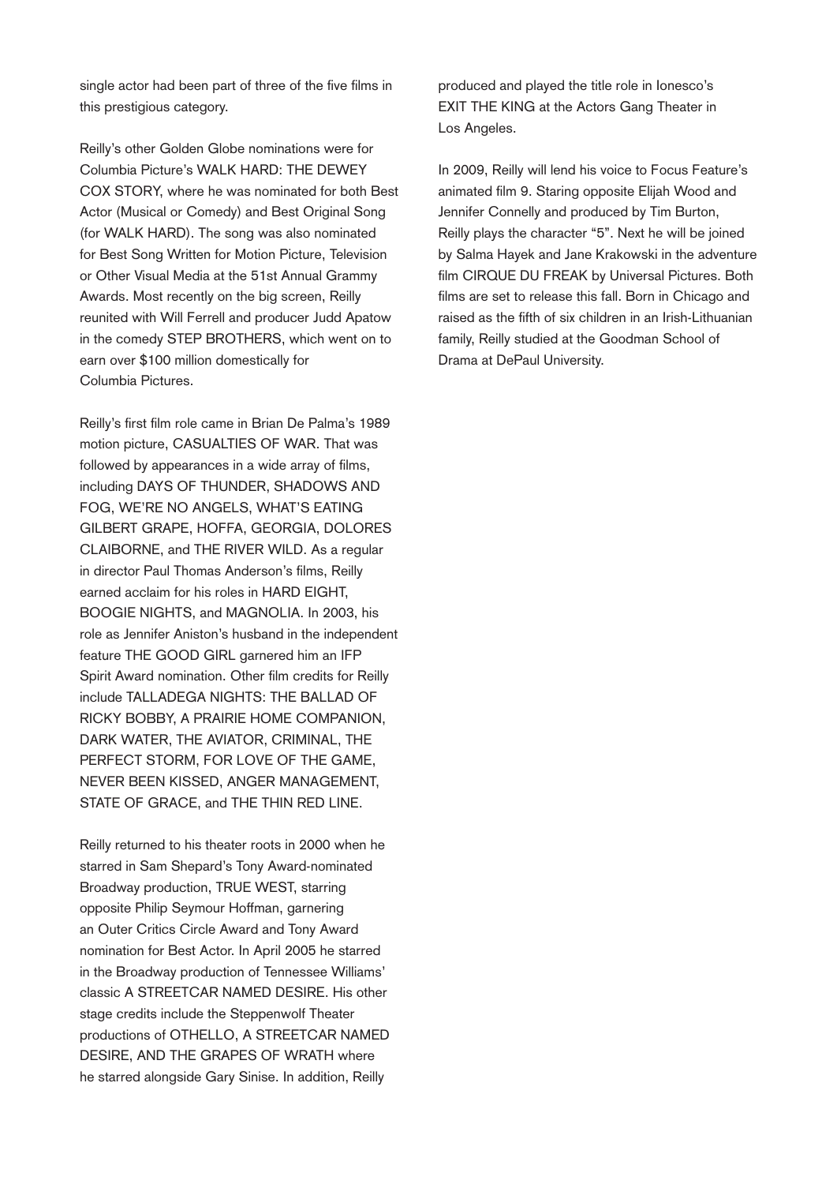single actor had been part of three of the five films in this prestigious category.

Reilly's other Golden Globe nominations were for Columbia Picture's WALK HARD: THE DEWEY COX STORY, where he was nominated for both Best Actor (Musical or Comedy) and Best Original Song (for WALK HARD). The song was also nominated for Best Song Written for Motion Picture, Television or Other Visual Media at the 51st Annual Grammy Awards. Most recently on the big screen, Reilly reunited with Will Ferrell and producer Judd Apatow in the comedy STEP BROTHERS, which went on to earn over $100 million domestically for Columbia Pictures.

Reilly's first film role came in Brian De Palma's 1989 motion picture, CASUALTIES OF WAR. That was followed by appearances in a wide array of films, including DAYS OF THUNDER, SHADOWS AND FOG, WE'RE NO ANGELS, WHAT'S EATING GILBERT GRAPE, HOFFA, GEORGIA, DOLORES CLAIBORNE, and THE RIVER WILD. As a regular in director Paul Thomas Anderson's films, Reilly earned acclaim for his roles in HARD EIGHT, BOOGIE NIGHTS, and MAGNOLIA. In 2003, his role as Jennifer Aniston's husband in the independent feature THE GOOD GIRL garnered him an IFP Spirit Award nomination. Other film credits for Reilly include TALLADEGA NIGHTS: THE BALLAD OF RICKY BOBBY, A PRAIRIE HOME COMPANION, DARK WATER, THE AVIATOR, CRIMINAL, THE PERFECT STORM, FOR LOVE OF THE GAME, NEVER BEEN KISSED, ANGER MANAGEMENT, STATE OF GRACE, and THE THIN RED LINE.

Reilly returned to his theater roots in 2000 when he starred in Sam Shepard's Tony Award-nominated Broadway production, TRUE WEST, starring opposite Philip Seymour Hoffman, garnering an Outer Critics Circle Award and Tony Award nomination for Best Actor. In April 2005 he starred in the Broadway production of Tennessee Williams' classic A STREETCAR NAMED DESIRE. His other stage credits include the Steppenwolf Theater productions of OTHELLO, A STREETCAR NAMED DESIRE, AND THE GRAPES OF WRATH where he starred alongside Gary Sinise. In addition, Reilly produced and played the title role in Ionesco's EXIT THE KING at the Actors Gang Theater in Los Angeles.

In 2009, Reilly will lend his voice to Focus Feature's animated film 9. Staring opposite Elijah Wood and Jennifer Connelly and produced by Tim Burton, Reilly plays the character "5". Next he will be joined by Salma Hayek and Jane Krakowski in the adventure film CIRQUE DU FREAK by Universal Pictures. Both films are set to release this fall. Born in Chicago and raised as the fifth of six children in an Irish-Lithuanian family, Reilly studied at the Goodman School of Drama at DePaul University.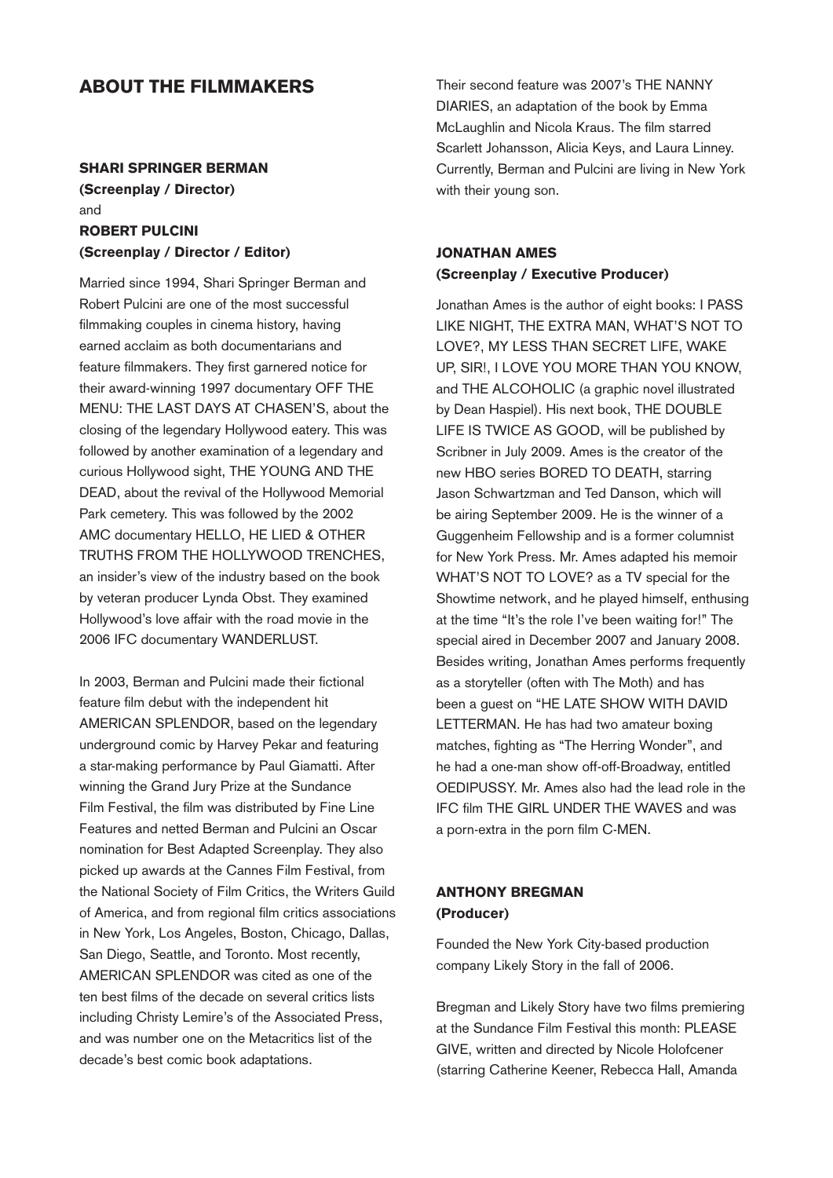## ABOUT THE FILMMAKERS

**SHARI SPRINGER BERMAN**
**(Screenplay / Director)**
and
**ROBERT PULCINI**
**(Screenplay / Director / Editor)**

Married since 1994, Shari Springer Berman and Robert Pulcini are one of the most successful filmmaking couples in cinema history, having earned acclaim as both documentarians and feature filmmakers. They first garnered notice for their award-winning 1997 documentary OFF THE MENU: THE LAST DAYS AT CHASEN'S, about the closing of the legendary Hollywood eatery. This was followed by another examination of a legendary and curious Hollywood sight, THE YOUNG AND THE DEAD, about the revival of the Hollywood Memorial Park cemetery. This was followed by the 2002 AMC documentary HELLO, HE LIED & OTHER TRUTHS FROM THE HOLLYWOOD TRENCHES, an insider's view of the industry based on the book by veteran producer Lynda Obst. They examined Hollywood's love affair with the road movie in the 2006 IFC documentary WANDERLUST.

In 2003, Berman and Pulcini made their fictional feature film debut with the independent hit AMERICAN SPLENDOR, based on the legendary underground comic by Harvey Pekar and featuring a star-making performance by Paul Giamatti. After winning the Grand Jury Prize at the Sundance Film Festival, the film was distributed by Fine Line Features and netted Berman and Pulcini an Oscar nomination for Best Adapted Screenplay. They also picked up awards at the Cannes Film Festival, from the National Society of Film Critics, the Writers Guild of America, and from regional film critics associations in New York, Los Angeles, Boston, Chicago, Dallas, San Diego, Seattle, and Toronto. Most recently, AMERICAN SPLENDOR was cited as one of the ten best films of the decade on several critics lists including Christy Lemire's of the Associated Press, and was number one on the Metacritics list of the decade's best comic book adaptations.

Their second feature was 2007's THE NANNY DIARIES, an adaptation of the book by Emma McLaughlin and Nicola Kraus. The film starred Scarlett Johansson, Alicia Keys, and Laura Linney. Currently, Berman and Pulcini are living in New York with their young son.

**JONATHAN AMES**
**(Screenplay / Executive Producer)**

Jonathan Ames is the author of eight books: I PASS LIKE NIGHT, THE EXTRA MAN, WHAT'S NOT TO LOVE?, MY LESS THAN SECRET LIFE, WAKE UP, SIR!, I LOVE YOU MORE THAN YOU KNOW, and THE ALCOHOLIC (a graphic novel illustrated by Dean Haspiel). His next book, THE DOUBLE LIFE IS TWICE AS GOOD, will be published by Scribner in July 2009. Ames is the creator of the new HBO series BORED TO DEATH, starring Jason Schwartzman and Ted Danson, which will be airing September 2009. He is the winner of a Guggenheim Fellowship and is a former columnist for New York Press. Mr. Ames adapted his memoir WHAT'S NOT TO LOVE? as a TV special for the Showtime network, and he played himself, enthusing at the time "It's the role I've been waiting for!" The special aired in December 2007 and January 2008. Besides writing, Jonathan Ames performs frequently as a storyteller (often with The Moth) and has been a guest on "HE LATE SHOW WITH DAVID LETTERMAN. He has had two amateur boxing matches, fighting as "The Herring Wonder", and he had a one-man show off-off-Broadway, entitled OEDIPUSSY. Mr. Ames also had the lead role in the IFC film THE GIRL UNDER THE WAVES and was a porn-extra in the porn film C-MEN.

**ANTHONY BREGMAN**
**(Producer)**

Founded the New York City-based production company Likely Story in the fall of 2006.

Bregman and Likely Story have two films premiering at the Sundance Film Festival this month: PLEASE GIVE, written and directed by Nicole Holofcener (starring Catherine Keener, Rebecca Hall, Amanda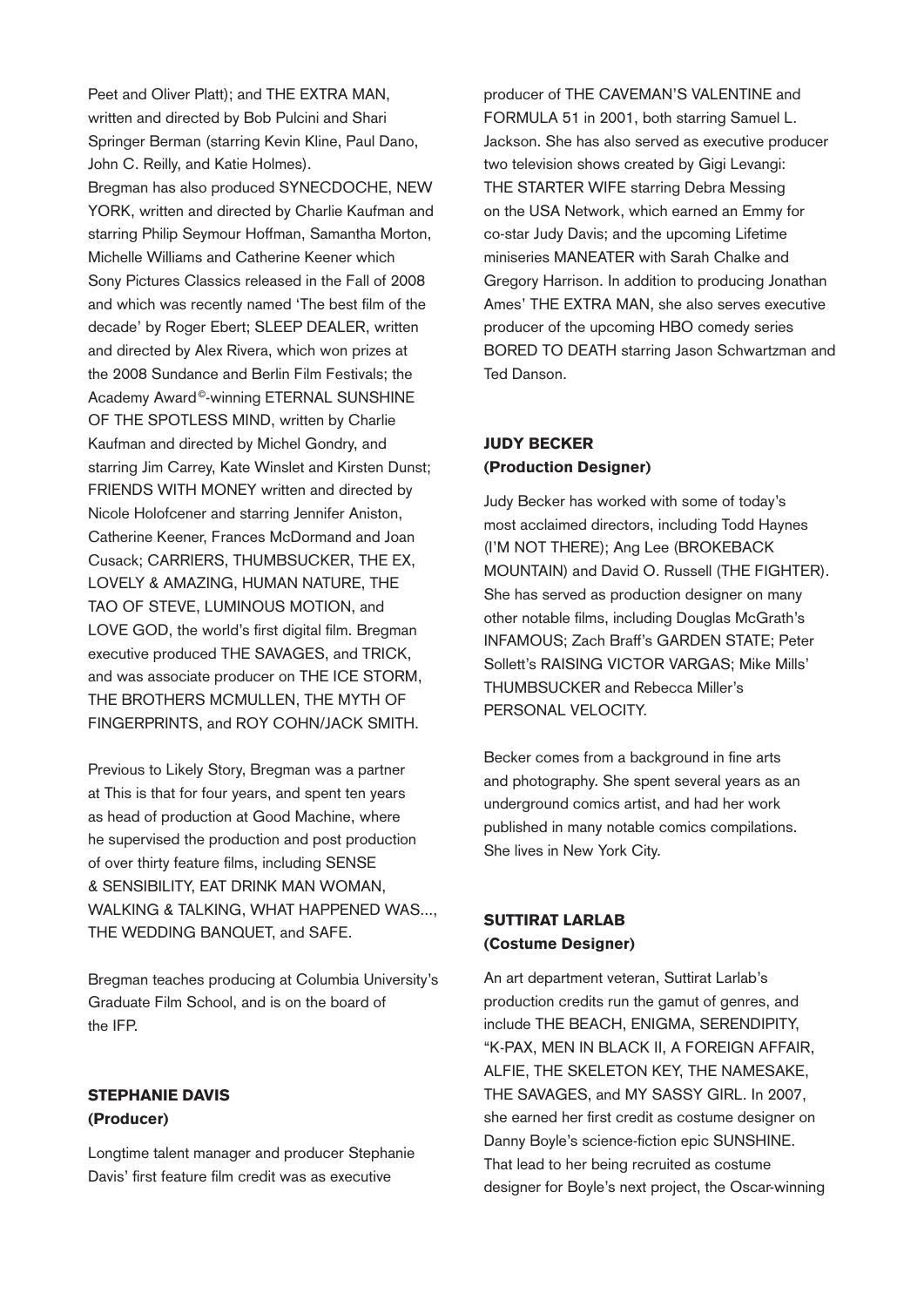Peet and Oliver Platt); and THE EXTRA MAN, written and directed by Bob Pulcini and Shari Springer Berman (starring Kevin Kline, Paul Dano, John C. Reilly, and Katie Holmes).
Bregman has also produced SYNECDOCHE, NEW YORK, written and directed by Charlie Kaufman and starring Philip Seymour Hoffman, Samantha Morton, Michelle Williams and Catherine Keener which Sony Pictures Classics released in the Fall of 2008 and which was recently named 'The best film of the decade' by Roger Ebert; SLEEP DEALER, written and directed by Alex Rivera, which won prizes at the 2008 Sundance and Berlin Film Festivals; the Academy Award©-winning ETERNAL SUNSHINE OF THE SPOTLESS MIND, written by Charlie Kaufman and directed by Michel Gondry, and starring Jim Carrey, Kate Winslet and Kirsten Dunst; FRIENDS WITH MONEY written and directed by Nicole Holofcener and starring Jennifer Aniston, Catherine Keener, Frances McDormand and Joan Cusack; CARRIERS, THUMBSUCKER, THE EX, LOVELY & AMAZING, HUMAN NATURE, THE TAO OF STEVE, LUMINOUS MOTION, and LOVE GOD, the world's first digital film. Bregman executive produced THE SAVAGES, and TRICK, and was associate producer on THE ICE STORM, THE BROTHERS MCMULLEN, THE MYTH OF FINGERPRINTS, and ROY COHN/JACK SMITH.

Previous to Likely Story, Bregman was a partner at This is that for four years, and spent ten years as head of production at Good Machine, where he supervised the production and post production of over thirty feature films, including SENSE & SENSIBILITY, EAT DRINK MAN WOMAN, WALKING & TALKING, WHAT HAPPENED WAS..., THE WEDDING BANQUET, and SAFE.

Bregman teaches producing at Columbia University's Graduate Film School, and is on the board of the IFP.

**STEPHANIE DAVIS**
**(Producer)**

Longtime talent manager and producer Stephanie Davis' first feature film credit was as executive producer of THE CAVEMAN'S VALENTINE and FORMULA 51 in 2001, both starring Samuel L. Jackson. She has also served as executive producer two television shows created by Gigi Levangi: THE STARTER WIFE starring Debra Messing on the USA Network, which earned an Emmy for co-star Judy Davis; and the upcoming Lifetime miniseries MANEATER with Sarah Chalke and Gregory Harrison. In addition to producing Jonathan Ames' THE EXTRA MAN, she also serves executive producer of the upcoming HBO comedy series BORED TO DEATH starring Jason Schwartzman and Ted Danson.

**JUDY BECKER**
**(Production Designer)**

Judy Becker has worked with some of today's most acclaimed directors, including Todd Haynes (I'M NOT THERE); Ang Lee (BROKEBACK MOUNTAIN) and David O. Russell (THE FIGHTER). She has served as production designer on many other notable films, including Douglas McGrath's INFAMOUS; Zach Braff's GARDEN STATE; Peter Sollett's RAISING VICTOR VARGAS; Mike Mills' THUMBSUCKER and Rebecca Miller's PERSONAL VELOCITY.

Becker comes from a background in fine arts and photography. She spent several years as an underground comics artist, and had her work published in many notable comics compilations. She lives in New York City.

**SUTTIRAT LARLAB**
**(Costume Designer)**

An art department veteran, Suttirat Larlab's production credits run the gamut of genres, and include THE BEACH, ENIGMA, SERENDIPITY, "K-PAX, MEN IN BLACK II, A FOREIGN AFFAIR, ALFIE, THE SKELETON KEY, THE NAMESAKE, THE SAVAGES, and MY SASSY GIRL. In 2007, she earned her first credit as costume designer on Danny Boyle's science-fiction epic SUNSHINE. That lead to her being recruited as costume designer for Boyle's next project, the Oscar-winning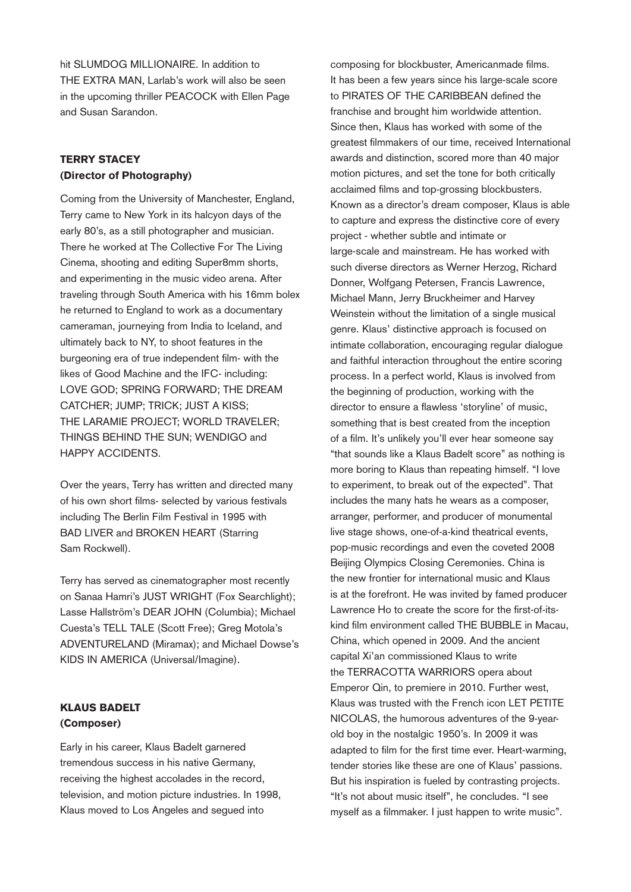hit SLUMDOG MILLIONAIRE. In addition to THE EXTRA MAN, Larlab's work will also be seen in the upcoming thriller PEACOCK with Ellen Page and Susan Sarandon.

## TERRY STACEY
**(Director of Photography)**

Coming from the University of Manchester, England, Terry came to New York in its halcyon days of the early 80's, as a still photographer and musician. There he worked at The Collective For The Living Cinema, shooting and editing Super8mm shorts, and experimenting in the music video arena. After traveling through South America with his 16mm bolex he returned to England to work as a documentary cameraman, journeying from India to Iceland, and ultimately back to NY, to shoot features in the burgeoning era of true independent film- with the likes of Good Machine and the IFC- including: LOVE GOD; SPRING FORWARD; THE DREAM CATCHER; JUMP; TRICK; JUST A KISS; THE LARAMIE PROJECT; WORLD TRAVELER; THINGS BEHIND THE SUN; WENDIGO and HAPPY ACCIDENTS.

Over the years, Terry has written and directed many of his own short films- selected by various festivals including The Berlin Film Festival in 1995 with BAD LIVER and BROKEN HEART (Starring Sam Rockwell).

Terry has served as cinematographer most recently on Sanaa Hamri's JUST WRIGHT (Fox Searchlight); Lasse Hallström's DEAR JOHN (Columbia); Michael Cuesta's TELL TALE (Scott Free); Greg Motola's ADVENTURELAND (Miramax); and Michael Dowse's KIDS IN AMERICA (Universal/Imagine).

## KLAUS BADELT
**(Composer)**

Early in his career, Klaus Badelt garnered tremendous success in his native Germany, receiving the highest accolades in the record, television, and motion picture industries. In 1998, Klaus moved to Los Angeles and segued into composing for blockbuster, Americanmade films. It has been a few years since his large-scale score to PIRATES OF THE CARIBBEAN defined the franchise and brought him worldwide attention. Since then, Klaus has worked with some of the greatest filmmakers of our time, received International awards and distinction, scored more than 40 major motion pictures, and set the tone for both critically acclaimed films and top-grossing blockbusters. Known as a director's dream composer, Klaus is able to capture and express the distinctive core of every project - whether subtle and intimate or large-scale and mainstream. He has worked with such diverse directors as Werner Herzog, Richard Donner, Wolfgang Petersen, Francis Lawrence, Michael Mann, Jerry Bruckheimer and Harvey Weinstein without the limitation of a single musical genre. Klaus' distinctive approach is focused on intimate collaboration, encouraging regular dialogue and faithful interaction throughout the entire scoring process. In a perfect world, Klaus is involved from the beginning of production, working with the director to ensure a flawless 'storyline' of music, something that is best created from the inception of a film. It's unlikely you'll ever hear someone say "that sounds like a Klaus Badelt score" as nothing is more boring to Klaus than repeating himself. "I love to experiment, to break out of the expected". That includes the many hats he wears as a composer, arranger, performer, and producer of monumental live stage shows, one-of-a-kind theatrical events, pop-music recordings and even the coveted 2008 Beijing Olympics Closing Ceremonies. China is the new frontier for international music and Klaus is at the forefront. He was invited by famed producer Lawrence Ho to create the score for the first-of-its-kind film environment called THE BUBBLE in Macau, China, which opened in 2009. And the ancient capital Xi'an commissioned Klaus to write the TERRACOTTA WARRIORS opera about Emperor Qin, to premiere in 2010. Further west, Klaus was trusted with the French icon LET PETITE NICOLAS, the humorous adventures of the 9-year-old boy in the nostalgic 1950's. In 2009 it was adapted to film for the first time ever. Heart-warming, tender stories like these are one of Klaus' passions. But his inspiration is fueled by contrasting projects. "It's not about music itself", he concludes. "I see myself as a filmmaker. I just happen to write music".